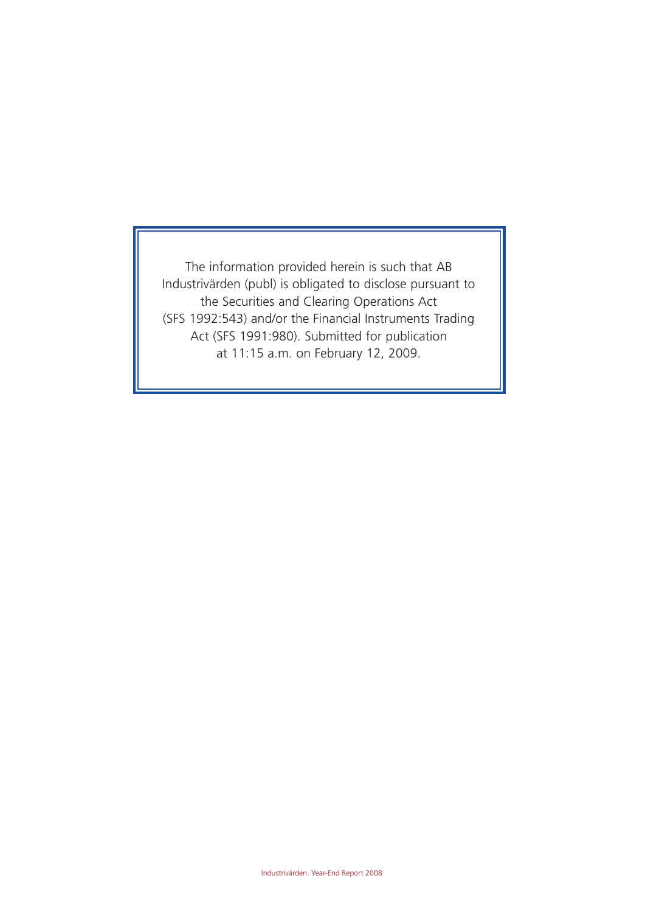The information provided herein is such that AB Industrivärden (publ) is obligated to disclose pursuant to the Securities and Clearing Operations Act (SFS 1992:543) and/or the Financial Instruments Trading Act (SFS 1991:980). Submitted for publication at 11:15 a.m. on February 12, 2009.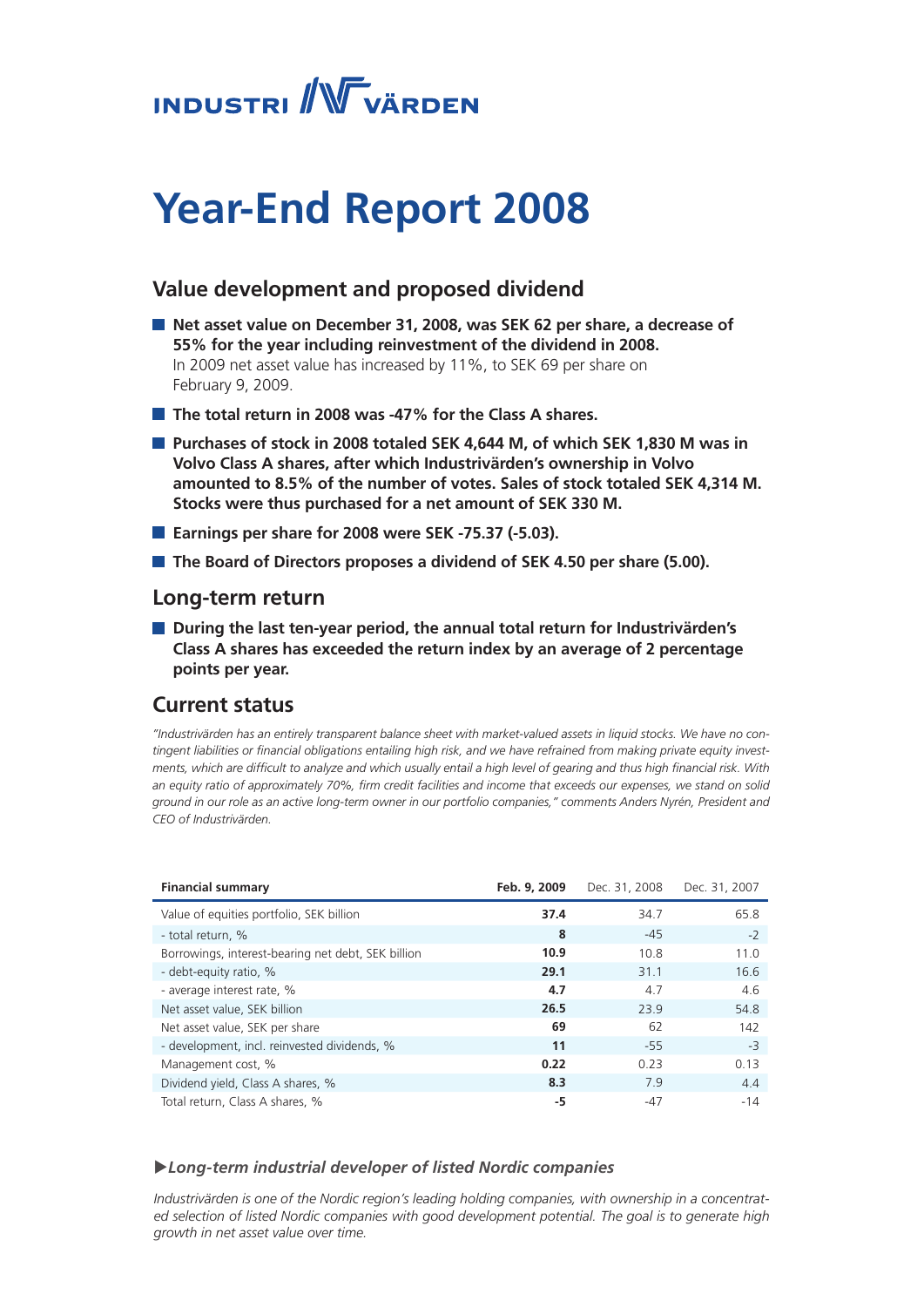# INDUSTRIVÄRDEN

# Year-End Report 2008

## Value development and proposed dividend

- **Net asset value on December 31, 2008, was SEK 62 per share, a decrease of 55% for the year including reinvestment of the dividend in 2008.**
  In 2009 net asset value has increased by 11%, to SEK 69 per share on February 9, 2009.
- **The total return in 2008 was -47% for the Class A shares.**
- **Purchases of stock in 2008 totaled SEK 4,644 M, of which SEK 1,830 M was in Volvo Class A shares, after which Industrivärden's ownership in Volvo amounted to 8.5% of the number of votes. Sales of stock totaled SEK 4,314 M. Stocks were thus purchased for a net amount of SEK 330 M.**
- **Earnings per share for 2008 were SEK -75.37 (-5.03).**
- **The Board of Directors proposes a dividend of SEK 4.50 per share (5.00).**

## Long-term return

- **During the last ten-year period, the annual total return for Industrivärden's Class A shares has exceeded the return index by an average of 2 percentage points per year.**

## Current status

*"Industrivärden has an entirely transparent balance sheet with market-valued assets in liquid stocks. We have no contingent liabilities or financial obligations entailing high risk, and we have refrained from making private equity investments, which are difficult to analyze and which usually entail a high level of gearing and thus high financial risk. With an equity ratio of approximately 70%, firm credit facilities and income that exceeds our expenses, we stand on solid ground in our role as an active long-term owner in our portfolio companies," comments Anders Nyrén, President and CEO of Industrivärden.*

| Financial summary | Feb. 9, 2009 | Dec. 31, 2008 | Dec. 31, 2007 |
|---|---|---|---|
| Value of equities portfolio, SEK billion | **37.4** | 34.7 | 65.8 |
| - total return, % | **8** | -45 | -2 |
| Borrowings, interest-bearing net debt, SEK billion | **10.9** | 10.8 | 11.0 |
| - debt-equity ratio, % | **29.1** | 31.1 | 16.6 |
| - average interest rate, % | **4.7** | 4.7 | 4.6 |
| Net asset value, SEK billion | **26.5** | 23.9 | 54.8 |
| Net asset value, SEK per share | **69** | 62 | 142 |
| - development, incl. reinvested dividends, % | **11** | -55 | -3 |
| Management cost, % | **0.22** | 0.23 | 0.13 |
| Dividend yield, Class A shares, % | **8.3** | 7.9 | 4.4 |
| Total return, Class A shares, % | **-5** | -47 | -14 |

***▶Long-term industrial developer of listed Nordic companies***

*Industrivärden is one of the Nordic region's leading holding companies, with ownership in a concentrated selection of listed Nordic companies with good development potential. The goal is to generate high growth in net asset value over time.*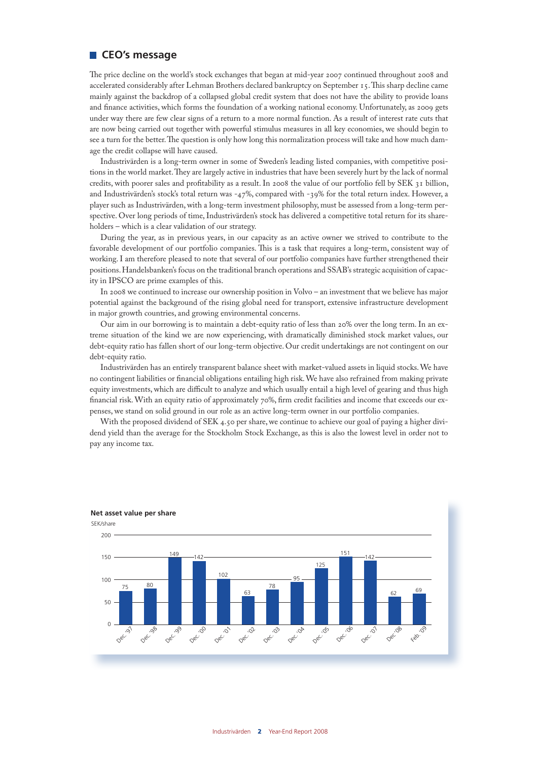## CEO's message

The price decline on the world's stock exchanges that began at mid-year 2007 continued throughout 2008 and accelerated considerably after Lehman Brothers declared bankruptcy on September 15. This sharp decline came mainly against the backdrop of a collapsed global credit system that does not have the ability to provide loans and finance activities, which forms the foundation of a working national economy. Unfortunately, as 2009 gets under way there are few clear signs of a return to a more normal function. As a result of interest rate cuts that are now being carried out together with powerful stimulus measures in all key economies, we should begin to see a turn for the better. The question is only how long this normalization process will take and how much damage the credit collapse will have caused.

Industrivärden is a long-term owner in some of Sweden's leading listed companies, with competitive positions in the world market. They are largely active in industries that have been severely hurt by the lack of normal credits, with poorer sales and profitability as a result. In 2008 the value of our portfolio fell by SEK 31 billion, and Industrivärden's stock's total return was -47%, compared with -39% for the total return index. However, a player such as Industrivärden, with a long-term investment philosophy, must be assessed from a long-term perspective. Over long periods of time, Industrivärden's stock has delivered a competitive total return for its shareholders – which is a clear validation of our strategy.

During the year, as in previous years, in our capacity as an active owner we strived to contribute to the favorable development of our portfolio companies. This is a task that requires a long-term, consistent way of working. I am therefore pleased to note that several of our portfolio companies have further strengthened their positions. Handelsbanken's focus on the traditional branch operations and SSAB's strategic acquisition of capacity in IPSCO are prime examples of this.

In 2008 we continued to increase our ownership position in Volvo – an investment that we believe has major potential against the background of the rising global need for transport, extensive infrastructure development in major growth countries, and growing environmental concerns.

Our aim in our borrowing is to maintain a debt-equity ratio of less than 20% over the long term. In an extreme situation of the kind we are now experiencing, with dramatically diminished stock market values, our debt-equity ratio has fallen short of our long-term objective. Our credit undertakings are not contingent on our debt-equity ratio.

Industrivärden has an entirely transparent balance sheet with market-valued assets in liquid stocks. We have no contingent liabilities or financial obligations entailing high risk. We have also refrained from making private equity investments, which are difficult to analyze and which usually entail a high level of gearing and thus high financial risk. With an equity ratio of approximately 70%, firm credit facilities and income that exceeds our expenses, we stand on solid ground in our role as an active long-term owner in our portfolio companies.

With the proposed dividend of SEK 4.50 per share, we continue to achieve our goal of paying a higher dividend yield than the average for the Stockholm Stock Exchange, as this is also the lowest level in order not to pay any income tax.

**Net asset value per share**

SEK/share

| Dec. '97 | Dec. '98 | Dec. '99 | Dec. '00 | Dec. '01 | Dec. '02 | Dec. '03 | Dec. '04 | Dec. '05 | Dec. '06 | Dec. '07 | Dec. '08 | Feb. '09 |
|---|---|---|---|---|---|---|---|---|---|---|---|---|
| 75 | 80 | 149 | 142 | 102 | 63 | 78 | 95 | 125 | 151 | 142 | 62 | 69 |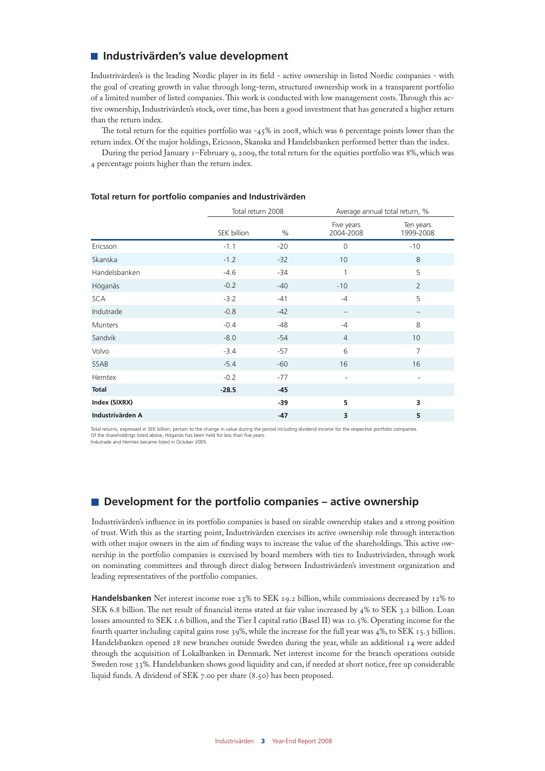## Industrivärden's value development

Industrivärden's is the leading Nordic player in its field - active ownership in listed Nordic companies - with the goal of creating growth in value through long-term, structured ownership work in a transparent portfolio of a limited number of listed companies. This work is conducted with low management costs. Through this active ownership, Industrivärden's stock, over time, has been a good investment that has generated a higher return than the return index.

The total return for the equities portfolio was -45% in 2008, which was 6 percentage points lower than the return index. Of the major holdings, Ericsson, Skanska and Handelsbanken performed better than the index.

During the period January 1–February 9, 2009, the total return for the equities portfolio was 8%, which was 4 percentage points higher than the return index.

**Total return for portfolio companies and Industrivärden**

| | Total return 2008 | | Average annual total return, % | |
|---|---|---|---|---|
| | SEK billion | % | Five years 2004-2008 | Ten years 1999-2008 |
| Ericsson | -1.1 | -20 | 0 | -10 |
| Skanska | -1.2 | -32 | 10 | 8 |
| Handelsbanken | -4.6 | -34 | 1 | 5 |
| Höganäs | -0.2 | -40 | -10 | 2 |
| SCA | -3.2 | -41 | -4 | 5 |
| Indutrade | -0.8 | -42 | – | – |
| Munters | -0.4 | -48 | -4 | 8 |
| Sandvik | -8.0 | -54 | 4 | 10 |
| Volvo | -3.4 | -57 | 6 | 7 |
| SSAB | -5.4 | -60 | 16 | 16 |
| Hemtex | -0.2 | -77 | - | - |
| **Total** | **-28.5** | **-45** | | |
| **Index (SIXRX)** | | **-39** | **5** | **3** |
| **Industrivärden A** | | **-47** | **3** | **5** |

Total returns, expressed in SEK billion, pertain to the change in value during the period including dividend income for the respective portfolio companies.
Of the shareholdings listed above, Höganäs has been held for less than five years.
Indutrade and Hemtex became listed in October 2005.

## Development for the portfolio companies – active ownership

Industrivärden's influence in its portfolio companies is based on sizable ownership stakes and a strong position of trust. With this as the starting point, Industrivärden exercises its active ownership role through interaction with other major owners in the aim of finding ways to increase the value of the shareholdings. This active ownership in the portfolio companies is exercised by board members with ties to Industrivärden, through work on nominating committees and through direct dialog between Industrivärden's investment organization and leading representatives of the portfolio companies.

**Handelsbanken** Net interest income rose 23% to SEK 19.2 billion, while commissions decreased by 12% to SEK 6.8 billion. The net result of financial items stated at fair value increased by 4% to SEK 3.2 billion. Loan losses amounted to SEK 1.6 billion, and the Tier I capital ratio (Basel II) was 10.5%. Operating income for the fourth quarter including capital gains rose 39%, while the increase for the full year was 4%, to SEK 15.3 billion. Handelsbanken opened 28 new branches outside Sweden during the year, while an additional 14 were added through the acquisition of Lokalbanken in Denmark. Net interest income for the branch operations outside Sweden rose 33%. Handelsbanken shows good liquidity and can, if needed at short notice, free up considerable liquid funds. A dividend of SEK 7.00 per share (8.50) has been proposed.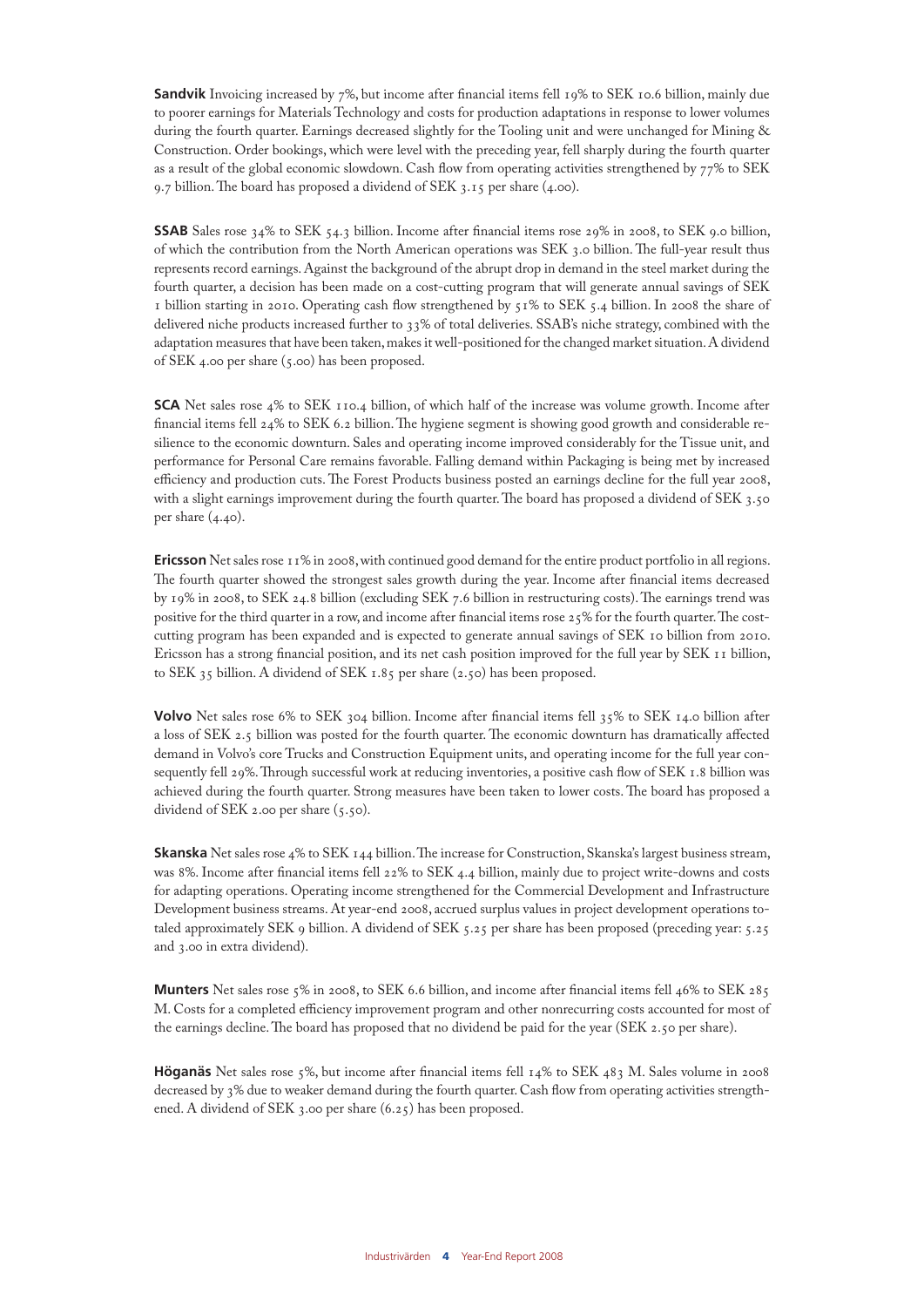**Sandvik** Invoicing increased by 7%, but income after financial items fell 19% to SEK 10.6 billion, mainly due to poorer earnings for Materials Technology and costs for production adaptations in response to lower volumes during the fourth quarter. Earnings decreased slightly for the Tooling unit and were unchanged for Mining & Construction. Order bookings, which were level with the preceding year, fell sharply during the fourth quarter as a result of the global economic slowdown. Cash flow from operating activities strengthened by 77% to SEK 9.7 billion. The board has proposed a dividend of SEK 3.15 per share (4.00).

**SSAB** Sales rose 34% to SEK 54.3 billion. Income after financial items rose 29% in 2008, to SEK 9.0 billion, of which the contribution from the North American operations was SEK 3.0 billion. The full-year result thus represents record earnings. Against the background of the abrupt drop in demand in the steel market during the fourth quarter, a decision has been made on a cost-cutting program that will generate annual savings of SEK 1 billion starting in 2010. Operating cash flow strengthened by 51% to SEK 5.4 billion. In 2008 the share of delivered niche products increased further to 33% of total deliveries. SSAB's niche strategy, combined with the adaptation measures that have been taken, makes it well-positioned for the changed market situation. A dividend of SEK 4.00 per share (5.00) has been proposed.

**SCA** Net sales rose 4% to SEK 110.4 billion, of which half of the increase was volume growth. Income after financial items fell 24% to SEK 6.2 billion. The hygiene segment is showing good growth and considerable resilience to the economic downturn. Sales and operating income improved considerably for the Tissue unit, and performance for Personal Care remains favorable. Falling demand within Packaging is being met by increased efficiency and production cuts. The Forest Products business posted an earnings decline for the full year 2008, with a slight earnings improvement during the fourth quarter. The board has proposed a dividend of SEK 3.50 per share (4.40).

**Ericsson** Net sales rose 11% in 2008, with continued good demand for the entire product portfolio in all regions. The fourth quarter showed the strongest sales growth during the year. Income after financial items decreased by 19% in 2008, to SEK 24.8 billion (excluding SEK 7.6 billion in restructuring costs). The earnings trend was positive for the third quarter in a row, and income after financial items rose 25% for the fourth quarter. The cost-cutting program has been expanded and is expected to generate annual savings of SEK 10 billion from 2010. Ericsson has a strong financial position, and its net cash position improved for the full year by SEK 11 billion, to SEK 35 billion. A dividend of SEK 1.85 per share (2.50) has been proposed.

**Volvo** Net sales rose 6% to SEK 304 billion. Income after financial items fell 35% to SEK 14.0 billion after a loss of SEK 2.5 billion was posted for the fourth quarter. The economic downturn has dramatically affected demand in Volvo's core Trucks and Construction Equipment units, and operating income for the full year consequently fell 29%. Through successful work at reducing inventories, a positive cash flow of SEK 1.8 billion was achieved during the fourth quarter. Strong measures have been taken to lower costs. The board has proposed a dividend of SEK 2.00 per share (5.50).

**Skanska** Net sales rose 4% to SEK 144 billion. The increase for Construction, Skanska's largest business stream, was 8%. Income after financial items fell 22% to SEK 4.4 billion, mainly due to project write-downs and costs for adapting operations. Operating income strengthened for the Commercial Development and Infrastructure Development business streams. At year-end 2008, accrued surplus values in project development operations totaled approximately SEK 9 billion. A dividend of SEK 5.25 per share has been proposed (preceding year: 5.25 and 3.00 in extra dividend).

**Munters** Net sales rose 5% in 2008, to SEK 6.6 billion, and income after financial items fell 46% to SEK 285 M. Costs for a completed efficiency improvement program and other nonrecurring costs accounted for most of the earnings decline. The board has proposed that no dividend be paid for the year (SEK 2.50 per share).

**Höganäs** Net sales rose 5%, but income after financial items fell 14% to SEK 483 M. Sales volume in 2008 decreased by 3% due to weaker demand during the fourth quarter. Cash flow from operating activities strengthened. A dividend of SEK 3.00 per share (6.25) has been proposed.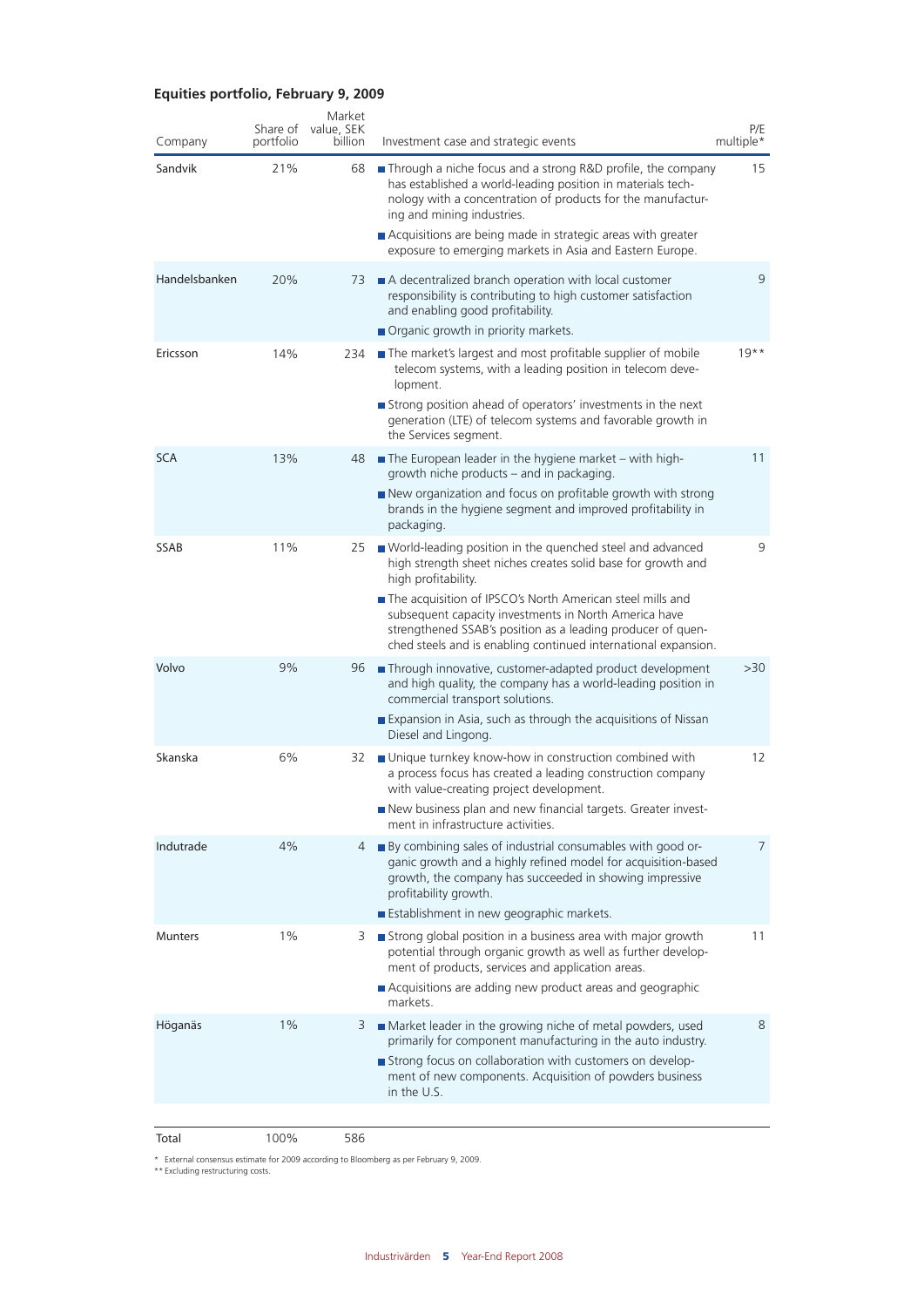## Equities portfolio, February 9, 2009

| Company | Share of portfolio | Market value, SEK billion | Investment case and strategic events | P/E multiple* |
|---|---|---|---|---|
| Sandvik | 21% | 68 | ■ Through a niche focus and a strong R&D profile, the company has established a world-leading position in materials technology with a concentration of products for the manufacturing and mining industries.<br>■ Acquisitions are being made in strategic areas with greater exposure to emerging markets in Asia and Eastern Europe. | 15 |
| Handelsbanken | 20% | 73 | ■ A decentralized branch operation with local customer responsibility is contributing to high customer satisfaction and enabling good profitability.<br>■ Organic growth in priority markets. | 9 |
| Ericsson | 14% | 234 | ■ The market's largest and most profitable supplier of mobile telecom systems, with a leading position in telecom development.<br>■ Strong position ahead of operators' investments in the next generation (LTE) of telecom systems and favorable growth in the Services segment. | 19** |
| SCA | 13% | 48 | ■ The European leader in the hygiene market – with high-growth niche products – and in packaging.<br>■ New organization and focus on profitable growth with strong brands in the hygiene segment and improved profitability in packaging. | 11 |
| SSAB | 11% | 25 | ■ World-leading position in the quenched steel and advanced high strength sheet niches creates solid base for growth and high profitability.<br>■ The acquisition of IPSCO's North American steel mills and subsequent capacity investments in North America have strengthened SSAB's position as a leading producer of quenched steels and is enabling continued international expansion. | 9 |
| Volvo | 9% | 96 | ■ Through innovative, customer-adapted product development and high quality, the company has a world-leading position in commercial transport solutions.<br>■ Expansion in Asia, such as through the acquisitions of Nissan Diesel and Lingong. | >30 |
| Skanska | 6% | 32 | ■ Unique turnkey know-how in construction combined with a process focus has created a leading construction company with value-creating project development.<br>■ New business plan and new financial targets. Greater investment in infrastructure activities. | 12 |
| Indutrade | 4% | 4 | ■ By combining sales of industrial consumables with good organic growth and a highly refined model for acquisition-based growth, the company has succeeded in showing impressive profitability growth.<br>■ Establishment in new geographic markets. | 7 |
| Munters | 1% | 3 | ■ Strong global position in a business area with major growth potential through organic growth as well as further development of products, services and application areas.<br>■ Acquisitions are adding new product areas and geographic markets. | 11 |
| Höganäs | 1% | 3 | ■ Market leader in the growing niche of metal powders, used primarily for component manufacturing in the auto industry.<br>■ Strong focus on collaboration with customers on development of new components. Acquisition of powders business in the U.S. | 8 |
| Total | 100% | 586 | | |

\* External consensus estimate for 2009 according to Bloomberg as per February 9, 2009.
\*\* Excluding restructuring costs.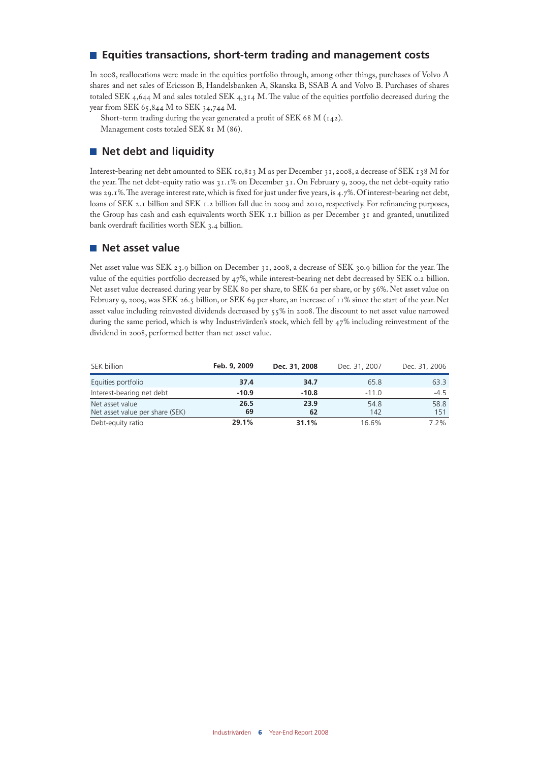## Equities transactions, short-term trading and management costs

In 2008, reallocations were made in the equities portfolio through, among other things, purchases of Volvo A shares and net sales of Ericsson B, Handelsbanken A, Skanska B, SSAB A and Volvo B. Purchases of shares totaled SEK 4,644 M and sales totaled SEK 4,314 M. The value of the equities portfolio decreased during the year from SEK 65,844 M to SEK 34,744 M.

Short-term trading during the year generated a profit of SEK 68 M (142).

Management costs totaled SEK 81 M (86).

## Net debt and liquidity

Interest-bearing net debt amounted to SEK 10,813 M as per December 31, 2008, a decrease of SEK 138 M for the year. The net debt-equity ratio was 31.1% on December 31. On February 9, 2009, the net debt-equity ratio was 29.1%. The average interest rate, which is fixed for just under five years, is 4.7%. Of interest-bearing net debt, loans of SEK 2.1 billion and SEK 1.2 billion fall due in 2009 and 2010, respectively. For refinancing purposes, the Group has cash and cash equivalents worth SEK 1.1 billion as per December 31 and granted, unutilized bank overdraft facilities worth SEK 3.4 billion.

## Net asset value

Net asset value was SEK 23.9 billion on December 31, 2008, a decrease of SEK 30.9 billion for the year. The value of the equities portfolio decreased by 47%, while interest-bearing net debt decreased by SEK 0.2 billion. Net asset value decreased during year by SEK 80 per share, to SEK 62 per share, or by 56%. Net asset value on February 9, 2009, was SEK 26.5 billion, or SEK 69 per share, an increase of 11% since the start of the year. Net asset value including reinvested dividends decreased by 55% in 2008. The discount to net asset value narrowed during the same period, which is why Industrivärden's stock, which fell by 47% including reinvestment of the dividend in 2008, performed better than net asset value.

| SEK billion | **Feb. 9, 2009** | **Dec. 31, 2008** | Dec. 31, 2007 | Dec. 31, 2006 |
|---|---|---|---|---|
| Equities portfolio | **37.4** | **34.7** | 65.8 | 63.3 |
| Interest-bearing net debt | **-10.9** | **-10.8** | -11.0 | -4.5 |
| Net asset value | **26.5** | **23.9** | 54.8 | 58.8 |
| Net asset value per share (SEK) | **69** | **62** | 142 | 151 |
| Debt-equity ratio | **29.1%** | **31.1%** | 16.6% | 7.2% |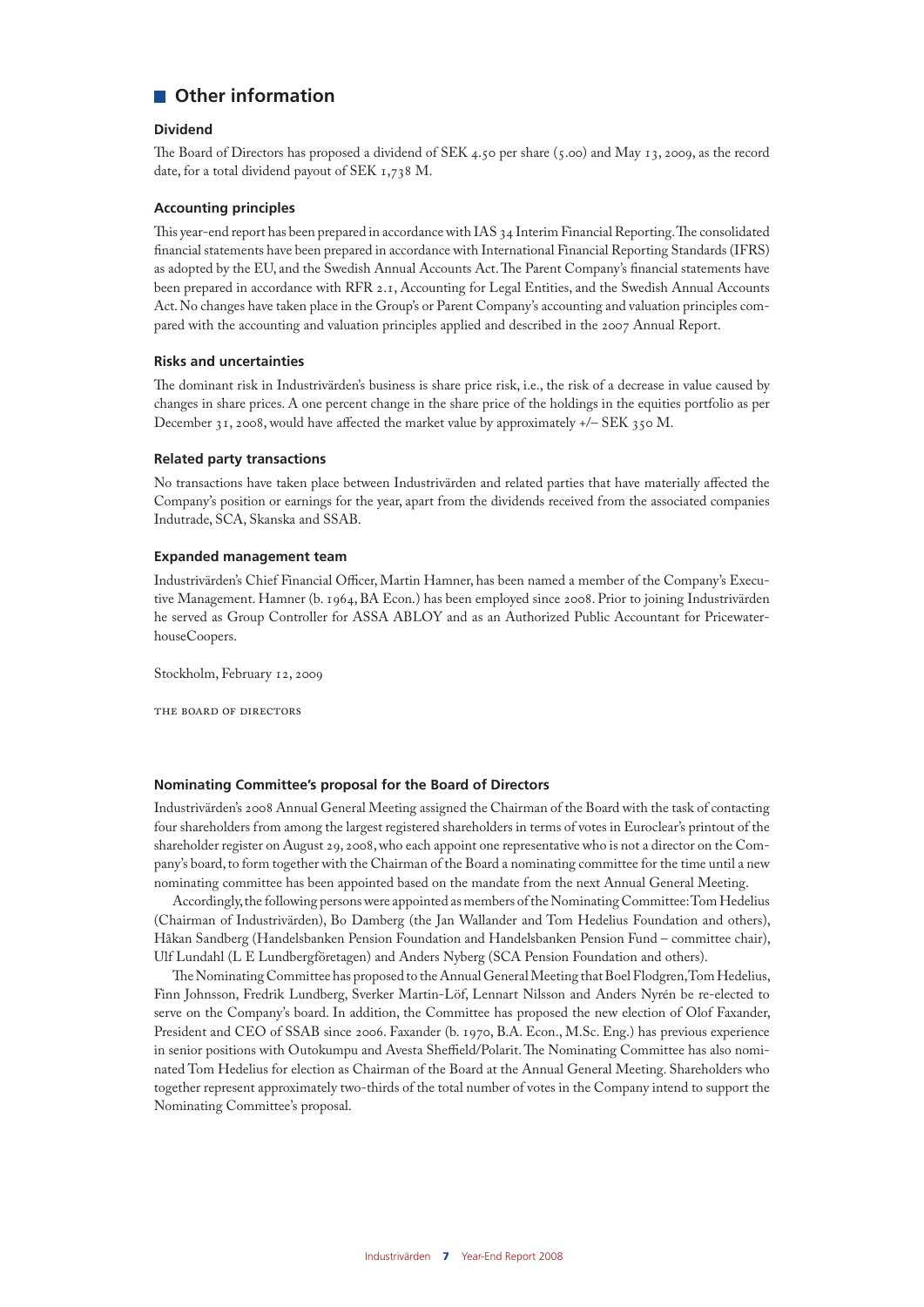## Other information

### Dividend

The Board of Directors has proposed a dividend of SEK 4.50 per share (5.00) and May 13, 2009, as the record date, for a total dividend payout of SEK 1,738 M.

### Accounting principles

This year-end report has been prepared in accordance with IAS 34 Interim Financial Reporting. The consolidated financial statements have been prepared in accordance with International Financial Reporting Standards (IFRS) as adopted by the EU, and the Swedish Annual Accounts Act. The Parent Company's financial statements have been prepared in accordance with RFR 2.1, Accounting for Legal Entities, and the Swedish Annual Accounts Act. No changes have taken place in the Group's or Parent Company's accounting and valuation principles compared with the accounting and valuation principles applied and described in the 2007 Annual Report.

### Risks and uncertainties

The dominant risk in Industrivärden's business is share price risk, i.e., the risk of a decrease in value caused by changes in share prices. A one percent change in the share price of the holdings in the equities portfolio as per December 31, 2008, would have affected the market value by approximately +/– SEK 350 M.

### Related party transactions

No transactions have taken place between Industrivärden and related parties that have materially affected the Company's position or earnings for the year, apart from the dividends received from the associated companies Indutrade, SCA, Skanska and SSAB.

### Expanded management team

Industrivärden's Chief Financial Officer, Martin Hamner, has been named a member of the Company's Executive Management. Hamner (b. 1964, BA Econ.) has been employed since 2008. Prior to joining Industrivärden he served as Group Controller for ASSA ABLOY and as an Authorized Public Accountant for PricewaterhouseCoopers.

Stockholm, February 12, 2009

THE BOARD OF DIRECTORS

### Nominating Committee's proposal for the Board of Directors

Industrivärden's 2008 Annual General Meeting assigned the Chairman of the Board with the task of contacting four shareholders from among the largest registered shareholders in terms of votes in Euroclear's printout of the shareholder register on August 29, 2008, who each appoint one representative who is not a director on the Company's board, to form together with the Chairman of the Board a nominating committee for the time until a new nominating committee has been appointed based on the mandate from the next Annual General Meeting.

Accordingly, the following persons were appointed as members of the Nominating Committee: Tom Hedelius (Chairman of Industrivärden), Bo Damberg (the Jan Wallander and Tom Hedelius Foundation and others), Håkan Sandberg (Handelsbanken Pension Foundation and Handelsbanken Pension Fund – committee chair), Ulf Lundahl (L E Lundbergföretagen) and Anders Nyberg (SCA Pension Foundation and others).

The Nominating Committee has proposed to the Annual General Meeting that Boel Flodgren, Tom Hedelius, Finn Johnsson, Fredrik Lundberg, Sverker Martin-Löf, Lennart Nilsson and Anders Nyrén be re-elected to serve on the Company's board. In addition, the Committee has proposed the new election of Olof Faxander, President and CEO of SSAB since 2006. Faxander (b. 1970, B.A. Econ., M.Sc. Eng.) has previous experience in senior positions with Outokumpu and Avesta Sheffield/Polarit. The Nominating Committee has also nominated Tom Hedelius for election as Chairman of the Board at the Annual General Meeting. Shareholders who together represent approximately two-thirds of the total number of votes in the Company intend to support the Nominating Committee's proposal.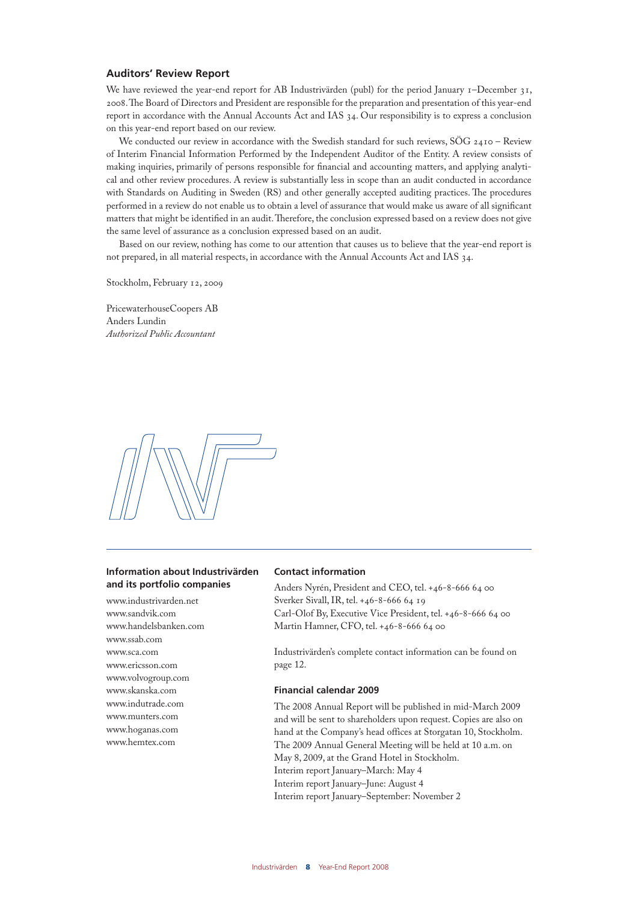## Auditors' Review Report

We have reviewed the year-end report for AB Industrivärden (publ) for the period January 1–December 31, 2008. The Board of Directors and President are responsible for the preparation and presentation of this year-end report in accordance with the Annual Accounts Act and IAS 34. Our responsibility is to express a conclusion on this year-end report based on our review.

We conducted our review in accordance with the Swedish standard for such reviews, SÖG 2410 – Review of Interim Financial Information Performed by the Independent Auditor of the Entity. A review consists of making inquiries, primarily of persons responsible for financial and accounting matters, and applying analytical and other review procedures. A review is substantially less in scope than an audit conducted in accordance with Standards on Auditing in Sweden (RS) and other generally accepted auditing practices. The procedures performed in a review do not enable us to obtain a level of assurance that would make us aware of all significant matters that might be identified in an audit. Therefore, the conclusion expressed based on a review does not give the same level of assurance as a conclusion expressed based on an audit.

Based on our review, nothing has come to our attention that causes us to believe that the year-end report is not prepared, in all material respects, in accordance with the Annual Accounts Act and IAS 34.

Stockholm, February 12, 2009

PricewaterhouseCoopers AB
Anders Lundin
*Authorized Public Accountant*

### Information about Industrivärden and its portfolio companies

www.industrivarden.net
www.sandvik.com
www.handelsbanken.com
www.ssab.com
www.sca.com
www.ericsson.com
www.volvogroup.com
www.skanska.com
www.indutrade.com
www.munters.com
www.hoganas.com
www.hemtex.com

### Contact information

Anders Nyrén, President and CEO, tel. +46-8-666 64 00
Sverker Sivall, IR, tel. +46-8-666 64 19
Carl-Olof By, Executive Vice President, tel. +46-8-666 64 00
Martin Hamner, CFO, tel. +46-8-666 64 00

Industrivärden's complete contact information can be found on page 12.

### Financial calendar 2009

The 2008 Annual Report will be published in mid-March 2009 and will be sent to shareholders upon request. Copies are also on hand at the Company's head offices at Storgatan 10, Stockholm.
The 2009 Annual General Meeting will be held at 10 a.m. on May 8, 2009, at the Grand Hotel in Stockholm.
Interim report January–March: May 4
Interim report January–June: August 4
Interim report January–September: November 2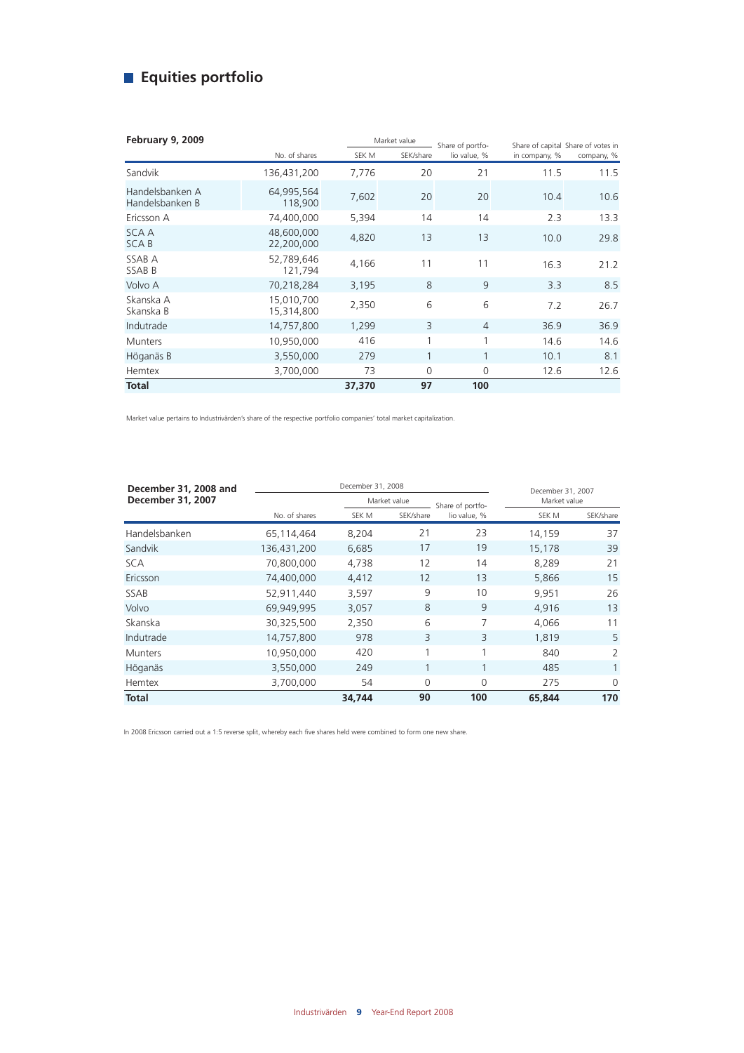## Equities portfolio

| February 9, 2009 | | Market value | | Share of portfolio value, % | Share of capital in company, % | Share of votes in company, % |
|---|---|---|---|---|---|---|
| | No. of shares | SEK M | SEK/share | | | |
| Sandvik | 136,431,200 | 7,776 | 20 | 21 | 11.5 | 11.5 |
| Handelsbanken A<br>Handelsbanken B | 64,995,564<br>118,900 | 7,602 | 20 | 20 | 10.4 | 10.6 |
| Ericsson A | 74,400,000 | 5,394 | 14 | 14 | 2.3 | 13.3 |
| SCA A<br>SCA B | 48,600,000<br>22,200,000 | 4,820 | 13 | 13 | 10.0 | 29.8 |
| SSAB A<br>SSAB B | 52,789,646<br>121,794 | 4,166 | 11 | 11 | 16.3 | 21.2 |
| Volvo A | 70,218,284 | 3,195 | 8 | 9 | 3.3 | 8.5 |
| Skanska A<br>Skanska B | 15,010,700<br>15,314,800 | 2,350 | 6 | 6 | 7.2 | 26.7 |
| Indutrade | 14,757,800 | 1,299 | 3 | 4 | 36.9 | 36.9 |
| Munters | 10,950,000 | 416 | 1 | 1 | 14.6 | 14.6 |
| Höganäs B | 3,550,000 | 279 | 1 | 1 | 10.1 | 8.1 |
| Hemtex | 3,700,000 | 73 | 0 | 0 | 12.6 | 12.6 |
| **Total** | | **37,370** | **97** | **100** | | |

Market value pertains to Industrivärden's share of the respective portfolio companies' total market capitalization.

| December 31, 2008 and December 31, 2007 | December 31, 2008 | | | | December 31, 2007 | |
|---|---|---|---|---|---|---|
| | | Market value | | Share of portfolio value, % | Market value | |
| | No. of shares | SEK M | SEK/share | | SEK M | SEK/share |
| Handelsbanken | 65,114,464 | 8,204 | 21 | 23 | 14,159 | 37 |
| Sandvik | 136,431,200 | 6,685 | 17 | 19 | 15,178 | 39 |
| SCA | 70,800,000 | 4,738 | 12 | 14 | 8,289 | 21 |
| Ericsson | 74,400,000 | 4,412 | 12 | 13 | 5,866 | 15 |
| SSAB | 52,911,440 | 3,597 | 9 | 10 | 9,951 | 26 |
| Volvo | 69,949,995 | 3,057 | 8 | 9 | 4,916 | 13 |
| Skanska | 30,325,500 | 2,350 | 6 | 7 | 4,066 | 11 |
| Indutrade | 14,757,800 | 978 | 3 | 3 | 1,819 | 5 |
| Munters | 10,950,000 | 420 | 1 | 1 | 840 | 2 |
| Höganäs | 3,550,000 | 249 | 1 | 1 | 485 | 1 |
| Hemtex | 3,700,000 | 54 | 0 | 0 | 275 | 0 |
| **Total** | | **34,744** | **90** | **100** | **65,844** | **170** |

In 2008 Ericsson carried out a 1:5 reverse split, whereby each five shares held were combined to form one new share.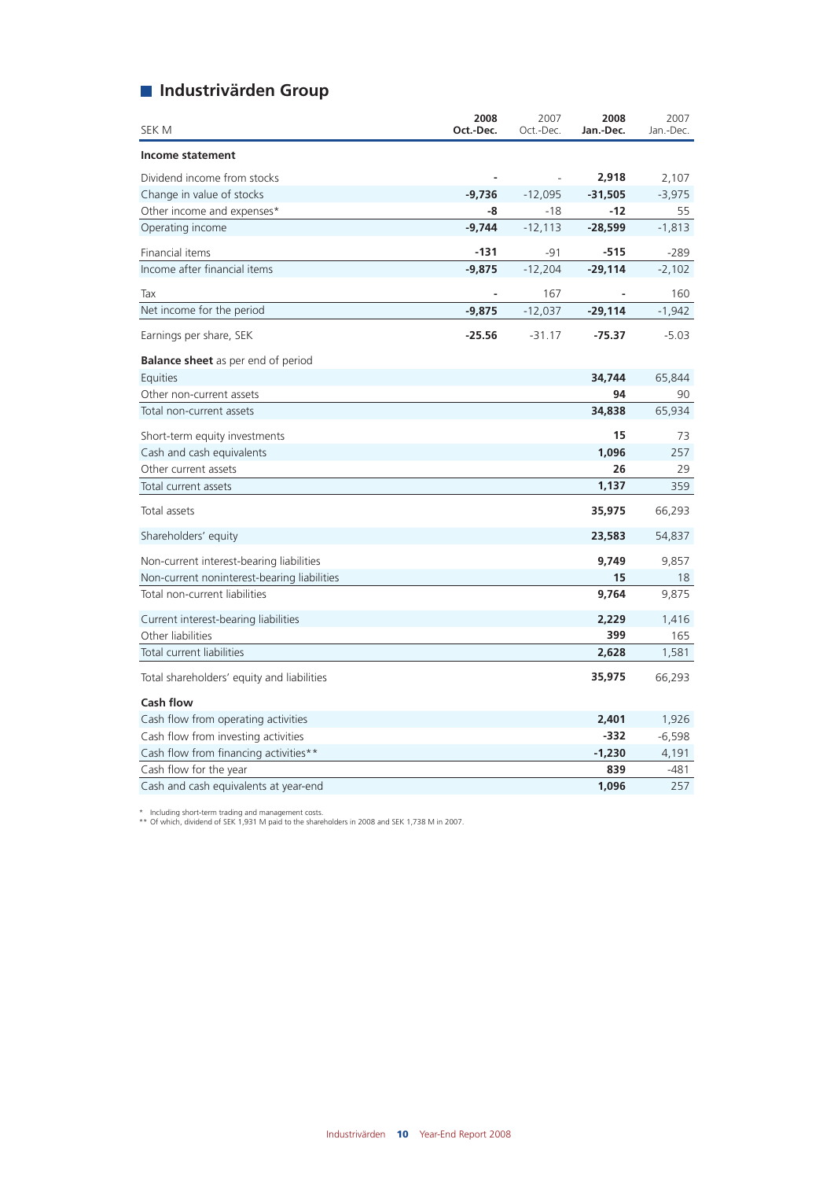## Industrivärden Group

| SEK M | 2008 Oct.-Dec. | 2007 Oct.-Dec. | 2008 Jan.-Dec. | 2007 Jan.-Dec. |
|---|---|---|---|---|
| **Income statement** | | | | |
| Dividend income from stocks | - | - | 2,918 | 2,107 |
| Change in value of stocks | -9,736 | -12,095 | -31,505 | -3,975 |
| Other income and expenses* | -8 | -18 | -12 | 55 |
| Operating income | -9,744 | -12,113 | -28,599 | -1,813 |
| Financial items | -131 | -91 | -515 | -289 |
| Income after financial items | -9,875 | -12,204 | -29,114 | -2,102 |
| Tax | - | 167 | - | 160 |
| Net income for the period | -9,875 | -12,037 | -29,114 | -1,942 |
| Earnings per share, SEK | -25.56 | -31.17 | -75.37 | -5.03 |
| **Balance sheet** as per end of period | | | | |
| Equities | | | 34,744 | 65,844 |
| Other non-current assets | | | 94 | 90 |
| Total non-current assets | | | 34,838 | 65,934 |
| Short-term equity investments | | | 15 | 73 |
| Cash and cash equivalents | | | 1,096 | 257 |
| Other current assets | | | 26 | 29 |
| Total current assets | | | 1,137 | 359 |
| Total assets | | | 35,975 | 66,293 |
| Shareholders' equity | | | 23,583 | 54,837 |
| Non-current interest-bearing liabilities | | | 9,749 | 9,857 |
| Non-current noninterest-bearing liabilities | | | 15 | 18 |
| Total non-current liabilities | | | 9,764 | 9,875 |
| Current interest-bearing liabilities | | | 2,229 | 1,416 |
| Other liabilities | | | 399 | 165 |
| Total current liabilities | | | 2,628 | 1,581 |
| Total shareholders' equity and liabilities | | | 35,975 | 66,293 |
| **Cash flow** | | | | |
| Cash flow from operating activities | | | 2,401 | 1,926 |
| Cash flow from investing activities | | | -332 | -6,598 |
| Cash flow from financing activities** | | | -1,230 | 4,191 |
| Cash flow for the year | | | 839 | -481 |
| Cash and cash equivalents at year-end | | | 1,096 | 257 |

\* Including short-term trading and management costs.

** Of which, dividend of SEK 1,931 M paid to the shareholders in 2008 and SEK 1,738 M in 2007.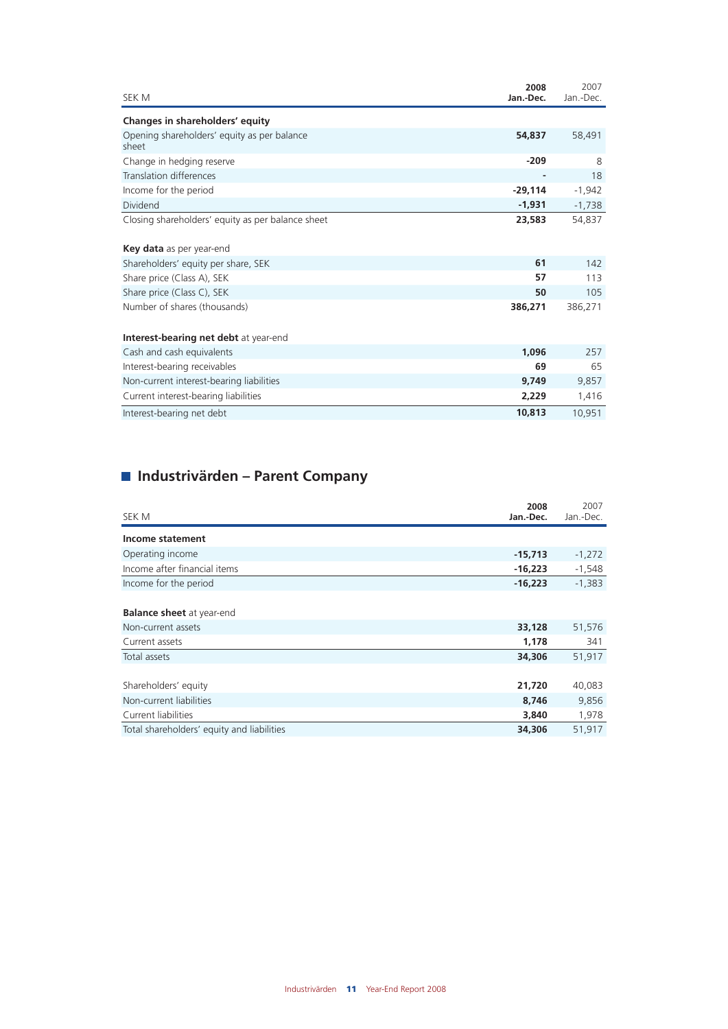| SEK M | 2008 Jan.-Dec. | 2007 Jan.-Dec. |
|---|---|---|
| **Changes in shareholders' equity** | | |
| Opening shareholders' equity as per balance sheet | **54,837** | 58,491 |
| Change in hedging reserve | **-209** | 8 |
| Translation differences | **-** | 18 |
| Income for the period | **-29,114** | -1,942 |
| Dividend | **-1,931** | -1,738 |
| Closing shareholders' equity as per balance sheet | **23,583** | 54,837 |
| | | |
| **Key data** as per year-end | | |
| Shareholders' equity per share, SEK | **61** | 142 |
| Share price (Class A), SEK | **57** | 113 |
| Share price (Class C), SEK | **50** | 105 |
| Number of shares (thousands) | **386,271** | 386,271 |
| | | |
| **Interest-bearing net debt** at year-end | | |
| Cash and cash equivalents | **1,096** | 257 |
| Interest-bearing receivables | **69** | 65 |
| Non-current interest-bearing liabilities | **9,749** | 9,857 |
| Current interest-bearing liabilities | **2,229** | 1,416 |
| Interest-bearing net debt | **10,813** | 10,951 |

## Industrivärden – Parent Company

| SEK M | 2008 Jan.-Dec. | 2007 Jan.-Dec. |
|---|---|---|
| **Income statement** | | |
| Operating income | **-15,713** | -1,272 |
| Income after financial items | **-16,223** | -1,548 |
| Income for the period | **-16,223** | -1,383 |
| | | |
| **Balance sheet** at year-end | | |
| Non-current assets | **33,128** | 51,576 |
| Current assets | **1,178** | 341 |
| Total assets | **34,306** | 51,917 |
| | | |
| Shareholders' equity | **21,720** | 40,083 |
| Non-current liabilities | **8,746** | 9,856 |
| Current liabilities | **3,840** | 1,978 |
| Total shareholders' equity and liabilities | **34,306** | 51,917 |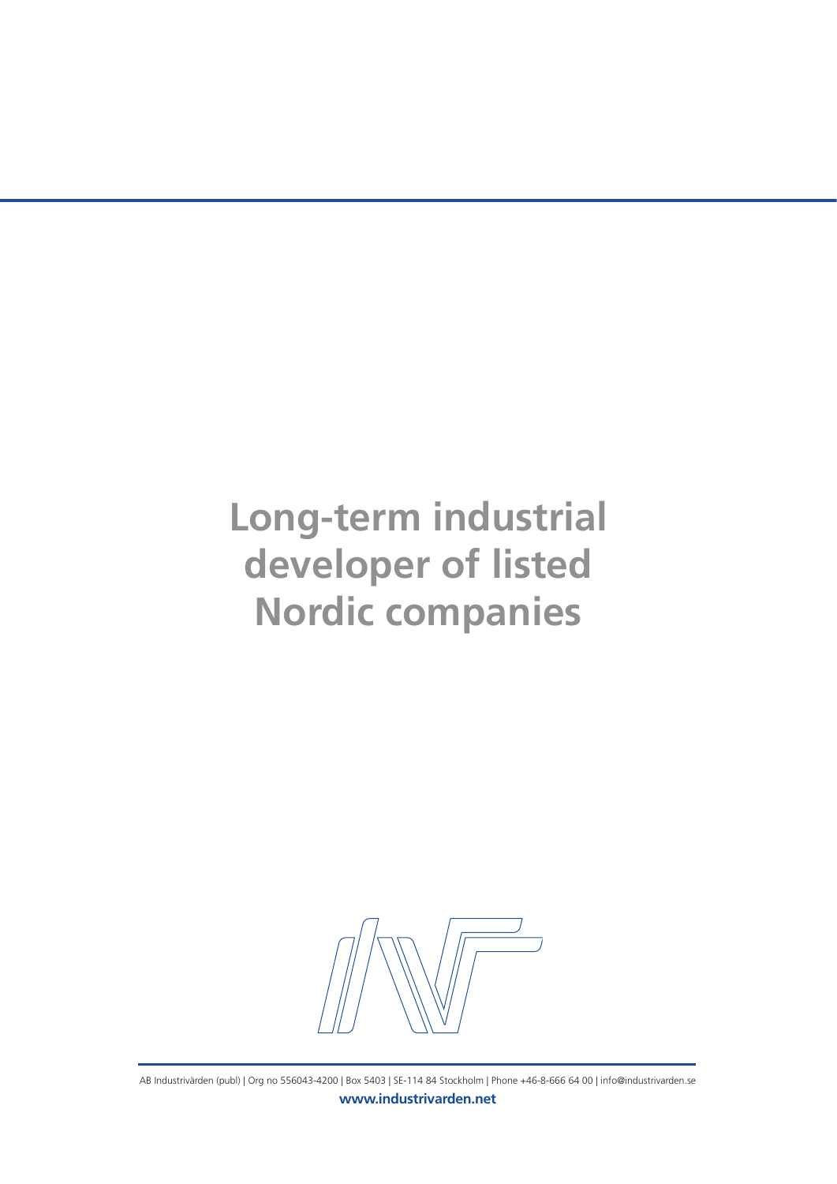# Long-term industrial developer of listed Nordic companies

AB Industrivärden (publ) | Org no 556043-4200 | Box 5403 | SE-114 84 Stockholm | Phone +46-8-666 64 00 | info@industrivarden.se

**www.industrivarden.net**